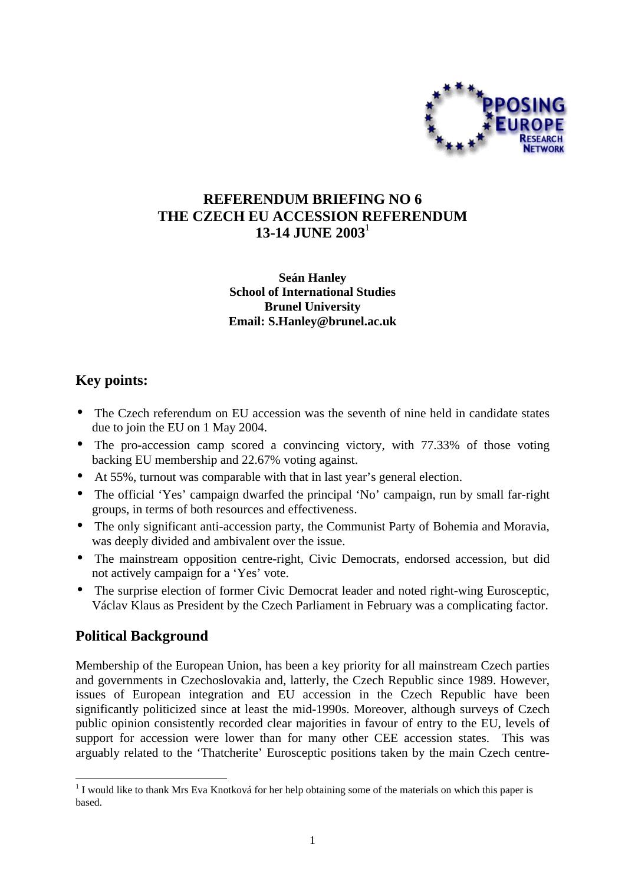# REFERENDUM BRIEFING NO 6
# THE CZECH EU ACCESSION REFERENDUM
# 13-14 JUNE 2003[1]

**Seán Hanley**
**School of International Studies**
**Brunel University**
**Email: S.Hanley@brunel.ac.uk**

## Key points:

- The Czech referendum on EU accession was the seventh of nine held in candidate states due to join the EU on 1 May 2004.
- The pro-accession camp scored a convincing victory, with 77.33% of those voting backing EU membership and 22.67% voting against.
- At 55%, turnout was comparable with that in last year's general election.
- The official 'Yes' campaign dwarfed the principal 'No' campaign, run by small far-right groups, in terms of both resources and effectiveness.
- The only significant anti-accession party, the Communist Party of Bohemia and Moravia, was deeply divided and ambivalent over the issue.
- The mainstream opposition centre-right, Civic Democrats, endorsed accession, but did not actively campaign for a 'Yes' vote.
- The surprise election of former Civic Democrat leader and noted right-wing Eurosceptic, Václav Klaus as President by the Czech Parliament in February was a complicating factor.

## Political Background

Membership of the European Union, has been a key priority for all mainstream Czech parties and governments in Czechoslovakia and, latterly, the Czech Republic since 1989. However, issues of European integration and EU accession in the Czech Republic have been significantly politicized since at least the mid-1990s. Moreover, although surveys of Czech public opinion consistently recorded clear majorities in favour of entry to the EU, levels of support for accession were lower than for many other CEE accession states. This was arguably related to the 'Thatcherite' Eurosceptic positions taken by the main Czech centre-

[1] I would like to thank Mrs Eva Knotková for her help obtaining some of the materials on which this paper is based.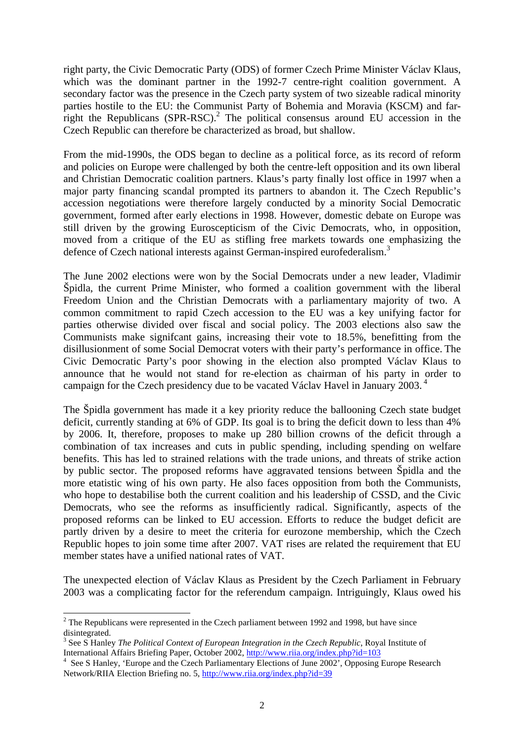right party, the Civic Democratic Party (ODS) of former Czech Prime Minister Václav Klaus, which was the dominant partner in the 1992-7 centre-right coalition government. A secondary factor was the presence in the Czech party system of two sizeable radical minority parties hostile to the EU: the Communist Party of Bohemia and Moravia (KSCM) and far-right the Republicans (SPR-RSC).[2] The political consensus around EU accession in the Czech Republic can therefore be characterized as broad, but shallow.

From the mid-1990s, the ODS began to decline as a political force, as its record of reform and policies on Europe were challenged by both the centre-left opposition and its own liberal and Christian Democratic coalition partners. Klaus's party finally lost office in 1997 when a major party financing scandal prompted its partners to abandon it. The Czech Republic's accession negotiations were therefore largely conducted by a minority Social Democratic government, formed after early elections in 1998. However, domestic debate on Europe was still driven by the growing Euroscepticism of the Civic Democrats, who, in opposition, moved from a critique of the EU as stifling free markets towards one emphasizing the defence of Czech national interests against German-inspired eurofederalism.[3]

The June 2002 elections were won by the Social Democrats under a new leader, Vladimir Špidla, the current Prime Minister, who formed a coalition government with the liberal Freedom Union and the Christian Democrats with a parliamentary majority of two. A common commitment to rapid Czech accession to the EU was a key unifying factor for parties otherwise divided over fiscal and social policy. The 2003 elections also saw the Communists make signifcant gains, increasing their vote to 18.5%, benefitting from the disillusionment of some Social Democrat voters with their party's performance in office. The Civic Democratic Party's poor showing in the election also prompted Václav Klaus to announce that he would not stand for re-election as chairman of his party in order to campaign for the Czech presidency due to be vacated Václav Havel in January 2003.[4]

The Špidla government has made it a key priority reduce the ballooning Czech state budget deficit, currently standing at 6% of GDP. Its goal is to bring the deficit down to less than 4% by 2006. It, therefore, proposes to make up 280 billion crowns of the deficit through a combination of tax increases and cuts in public spending, including spending on welfare benefits. This has led to strained relations with the trade unions, and threats of strike action by public sector. The proposed reforms have aggravated tensions between Špidla and the more etatistic wing of his own party. He also faces opposition from both the Communists, who hope to destabilise both the current coalition and his leadership of CSSD, and the Civic Democrats, who see the reforms as insufficiently radical. Significantly, aspects of the proposed reforms can be linked to EU accession. Efforts to reduce the budget deficit are partly driven by a desire to meet the criteria for eurozone membership, which the Czech Republic hopes to join some time after 2007. VAT rises are related the requirement that EU member states have a unified national rates of VAT.

The unexpected election of Václav Klaus as President by the Czech Parliament in February 2003 was a complicating factor for the referendum campaign. Intriguingly, Klaus owed his

---

[2] The Republicans were represented in the Czech parliament between 1992 and 1998, but have since disintegrated.

[3] See S Hanley *The Political Context of European Integration in the Czech Republic*, Royal Institute of International Affairs Briefing Paper, October 2002, http://www.riia.org/index.php?id=103

[4] See S Hanley, 'Europe and the Czech Parliamentary Elections of June 2002', Opposing Europe Research Network/RIIA Election Briefing no. 5, http://www.riia.org/index.php?id=39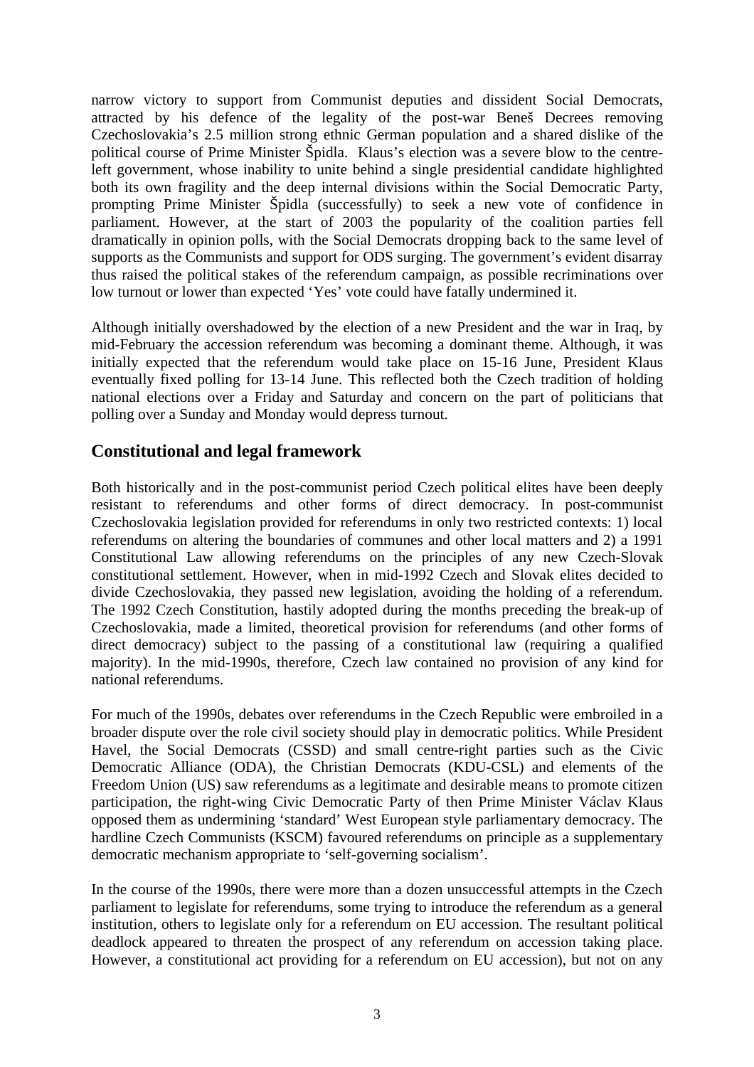narrow victory to support from Communist deputies and dissident Social Democrats, attracted by his defence of the legality of the post-war Beneš Decrees removing Czechoslovakia's 2.5 million strong ethnic German population and a shared dislike of the political course of Prime Minister Špidla. Klaus's election was a severe blow to the centre-left government, whose inability to unite behind a single presidential candidate highlighted both its own fragility and the deep internal divisions within the Social Democratic Party, prompting Prime Minister Špidla (successfully) to seek a new vote of confidence in parliament. However, at the start of 2003 the popularity of the coalition parties fell dramatically in opinion polls, with the Social Democrats dropping back to the same level of supports as the Communists and support for ODS surging. The government's evident disarray thus raised the political stakes of the referendum campaign, as possible recriminations over low turnout or lower than expected 'Yes' vote could have fatally undermined it.

Although initially overshadowed by the election of a new President and the war in Iraq, by mid-February the accession referendum was becoming a dominant theme. Although, it was initially expected that the referendum would take place on 15-16 June, President Klaus eventually fixed polling for 13-14 June. This reflected both the Czech tradition of holding national elections over a Friday and Saturday and concern on the part of politicians that polling over a Sunday and Monday would depress turnout.

## Constitutional and legal framework

Both historically and in the post-communist period Czech political elites have been deeply resistant to referendums and other forms of direct democracy. In post-communist Czechoslovakia legislation provided for referendums in only two restricted contexts: 1) local referendums on altering the boundaries of communes and other local matters and 2) a 1991 Constitutional Law allowing referendums on the principles of any new Czech-Slovak constitutional settlement. However, when in mid-1992 Czech and Slovak elites decided to divide Czechoslovakia, they passed new legislation, avoiding the holding of a referendum. The 1992 Czech Constitution, hastily adopted during the months preceding the break-up of Czechoslovakia, made a limited, theoretical provision for referendums (and other forms of direct democracy) subject to the passing of a constitutional law (requiring a qualified majority). In the mid-1990s, therefore, Czech law contained no provision of any kind for national referendums.

For much of the 1990s, debates over referendums in the Czech Republic were embroiled in a broader dispute over the role civil society should play in democratic politics. While President Havel, the Social Democrats (CSSD) and small centre-right parties such as the Civic Democratic Alliance (ODA), the Christian Democrats (KDU-CSL) and elements of the Freedom Union (US) saw referendums as a legitimate and desirable means to promote citizen participation, the right-wing Civic Democratic Party of then Prime Minister Václav Klaus opposed them as undermining 'standard' West European style parliamentary democracy. The hardline Czech Communists (KSCM) favoured referendums on principle as a supplementary democratic mechanism appropriate to 'self-governing socialism'.

In the course of the 1990s, there were more than a dozen unsuccessful attempts in the Czech parliament to legislate for referendums, some trying to introduce the referendum as a general institution, others to legislate only for a referendum on EU accession. The resultant political deadlock appeared to threaten the prospect of any referendum on accession taking place. However, a constitutional act providing for a referendum on EU accession), but not on any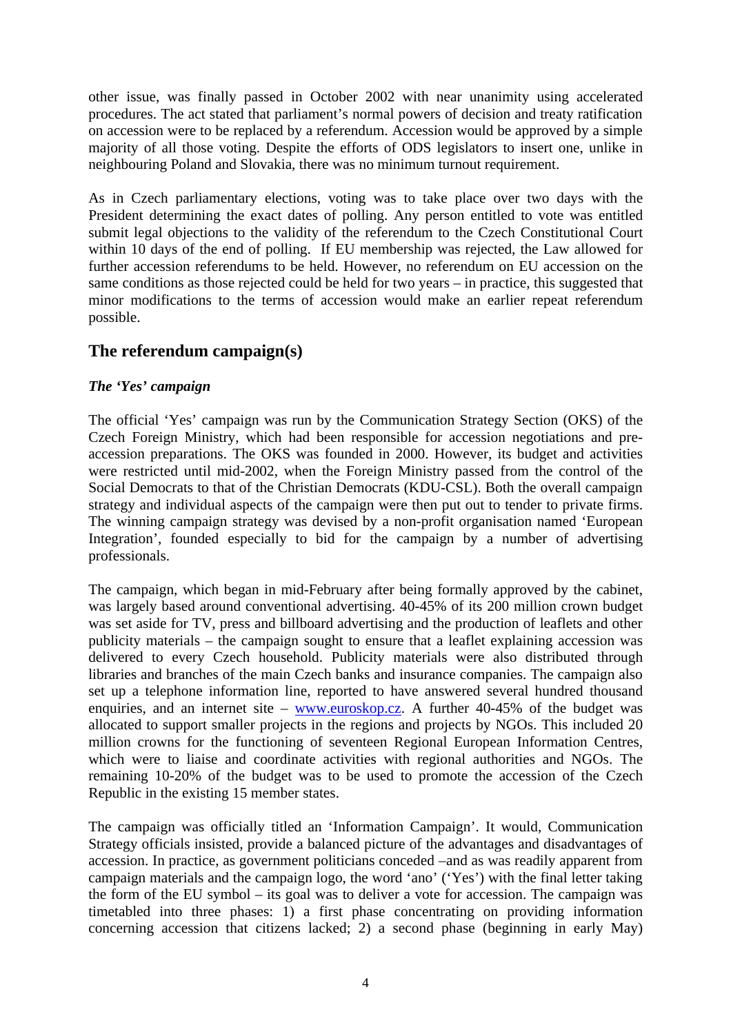other issue, was finally passed in October 2002 with near unanimity using accelerated procedures. The act stated that parliament's normal powers of decision and treaty ratification on accession were to be replaced by a referendum. Accession would be approved by a simple majority of all those voting. Despite the efforts of ODS legislators to insert one, unlike in neighbouring Poland and Slovakia, there was no minimum turnout requirement.

As in Czech parliamentary elections, voting was to take place over two days with the President determining the exact dates of polling. Any person entitled to vote was entitled submit legal objections to the validity of the referendum to the Czech Constitutional Court within 10 days of the end of polling. If EU membership was rejected, the Law allowed for further accession referendums to be held. However, no referendum on EU accession on the same conditions as those rejected could be held for two years – in practice, this suggested that minor modifications to the terms of accession would make an earlier repeat referendum possible.

## The referendum campaign(s)

### *The 'Yes' campaign*

The official 'Yes' campaign was run by the Communication Strategy Section (OKS) of the Czech Foreign Ministry, which had been responsible for accession negotiations and pre-accession preparations. The OKS was founded in 2000. However, its budget and activities were restricted until mid-2002, when the Foreign Ministry passed from the control of the Social Democrats to that of the Christian Democrats (KDU-CSL). Both the overall campaign strategy and individual aspects of the campaign were then put out to tender to private firms. The winning campaign strategy was devised by a non-profit organisation named 'European Integration', founded especially to bid for the campaign by a number of advertising professionals.

The campaign, which began in mid-February after being formally approved by the cabinet, was largely based around conventional advertising. 40-45% of its 200 million crown budget was set aside for TV, press and billboard advertising and the production of leaflets and other publicity materials – the campaign sought to ensure that a leaflet explaining accession was delivered to every Czech household. Publicity materials were also distributed through libraries and branches of the main Czech banks and insurance companies. The campaign also set up a telephone information line, reported to have answered several hundred thousand enquiries, and an internet site – www.euroskop.cz. A further 40-45% of the budget was allocated to support smaller projects in the regions and projects by NGOs. This included 20 million crowns for the functioning of seventeen Regional European Information Centres, which were to liaise and coordinate activities with regional authorities and NGOs. The remaining 10-20% of the budget was to be used to promote the accession of the Czech Republic in the existing 15 member states.

The campaign was officially titled an 'Information Campaign'. It would, Communication Strategy officials insisted, provide a balanced picture of the advantages and disadvantages of accession. In practice, as government politicians conceded –and as was readily apparent from campaign materials and the campaign logo, the word 'ano' ('Yes') with the final letter taking the form of the EU symbol – its goal was to deliver a vote for accession. The campaign was timetabled into three phases: 1) a first phase concentrating on providing information concerning accession that citizens lacked; 2) a second phase (beginning in early May)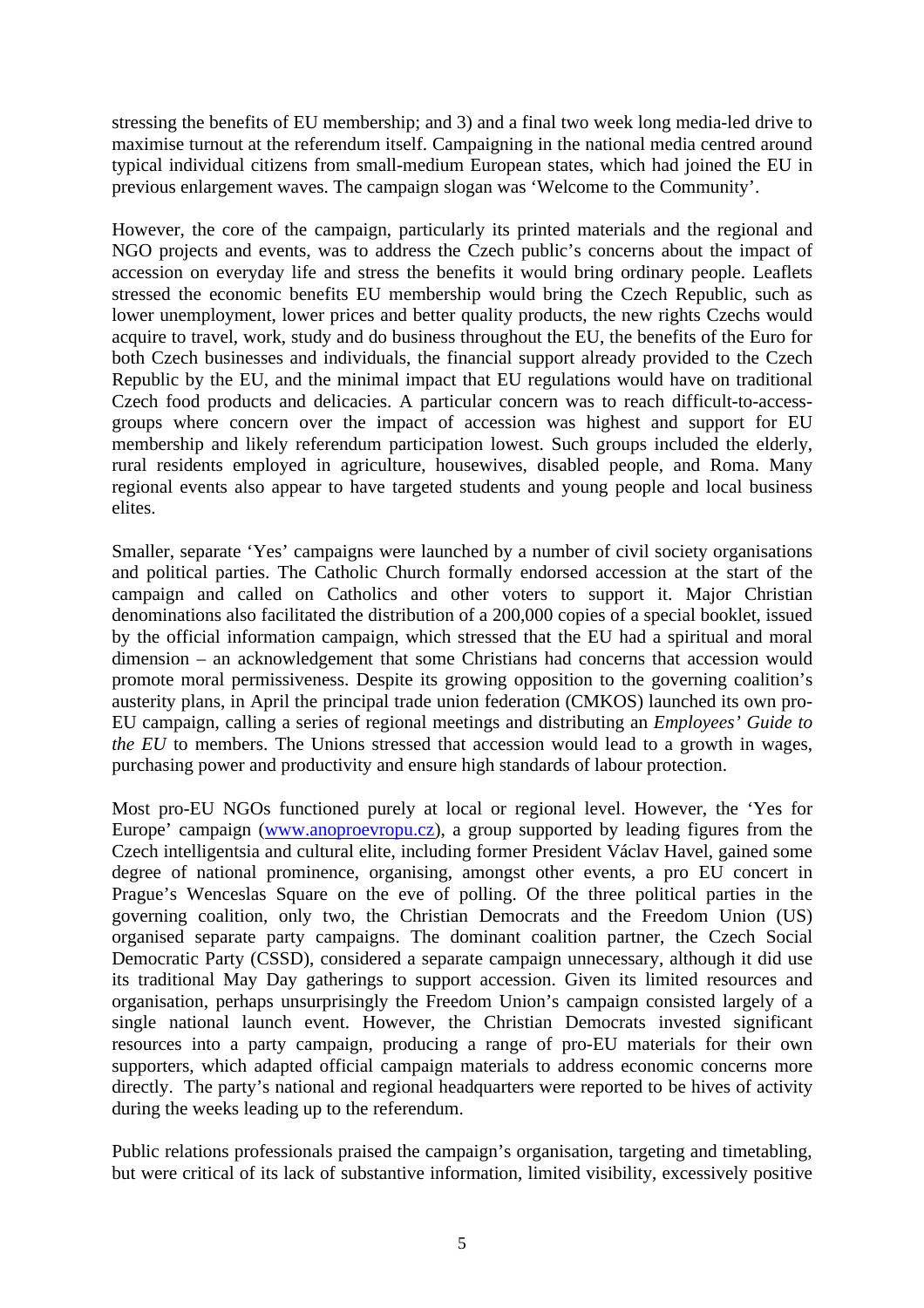stressing the benefits of EU membership; and 3) and a final two week long media-led drive to maximise turnout at the referendum itself. Campaigning in the national media centred around typical individual citizens from small-medium European states, which had joined the EU in previous enlargement waves. The campaign slogan was 'Welcome to the Community'.

However, the core of the campaign, particularly its printed materials and the regional and NGO projects and events, was to address the Czech public's concerns about the impact of accession on everyday life and stress the benefits it would bring ordinary people. Leaflets stressed the economic benefits EU membership would bring the Czech Republic, such as lower unemployment, lower prices and better quality products, the new rights Czechs would acquire to travel, work, study and do business throughout the EU, the benefits of the Euro for both Czech businesses and individuals, the financial support already provided to the Czech Republic by the EU, and the minimal impact that EU regulations would have on traditional Czech food products and delicacies. A particular concern was to reach difficult-to-access-groups where concern over the impact of accession was highest and support for EU membership and likely referendum participation lowest. Such groups included the elderly, rural residents employed in agriculture, housewives, disabled people, and Roma. Many regional events also appear to have targeted students and young people and local business elites.

Smaller, separate 'Yes' campaigns were launched by a number of civil society organisations and political parties. The Catholic Church formally endorsed accession at the start of the campaign and called on Catholics and other voters to support it. Major Christian denominations also facilitated the distribution of a 200,000 copies of a special booklet, issued by the official information campaign, which stressed that the EU had a spiritual and moral dimension – an acknowledgement that some Christians had concerns that accession would promote moral permissiveness. Despite its growing opposition to the governing coalition's austerity plans, in April the principal trade union federation (CMKOS) launched its own pro-EU campaign, calling a series of regional meetings and distributing an *Employees' Guide to the EU* to members. The Unions stressed that accession would lead to a growth in wages, purchasing power and productivity and ensure high standards of labour protection.

Most pro-EU NGOs functioned purely at local or regional level. However, the 'Yes for Europe' campaign ([www.anoproevropu.cz](http://www.anoproevropu.cz)), a group supported by leading figures from the Czech intelligentsia and cultural elite, including former President Václav Havel, gained some degree of national prominence, organising, amongst other events, a pro EU concert in Prague's Wenceslas Square on the eve of polling. Of the three political parties in the governing coalition, only two, the Christian Democrats and the Freedom Union (US) organised separate party campaigns. The dominant coalition partner, the Czech Social Democratic Party (CSSD), considered a separate campaign unnecessary, although it did use its traditional May Day gatherings to support accession. Given its limited resources and organisation, perhaps unsurprisingly the Freedom Union's campaign consisted largely of a single national launch event. However, the Christian Democrats invested significant resources into a party campaign, producing a range of pro-EU materials for their own supporters, which adapted official campaign materials to address economic concerns more directly. The party's national and regional headquarters were reported to be hives of activity during the weeks leading up to the referendum.

Public relations professionals praised the campaign's organisation, targeting and timetabling, but were critical of its lack of substantive information, limited visibility, excessively positive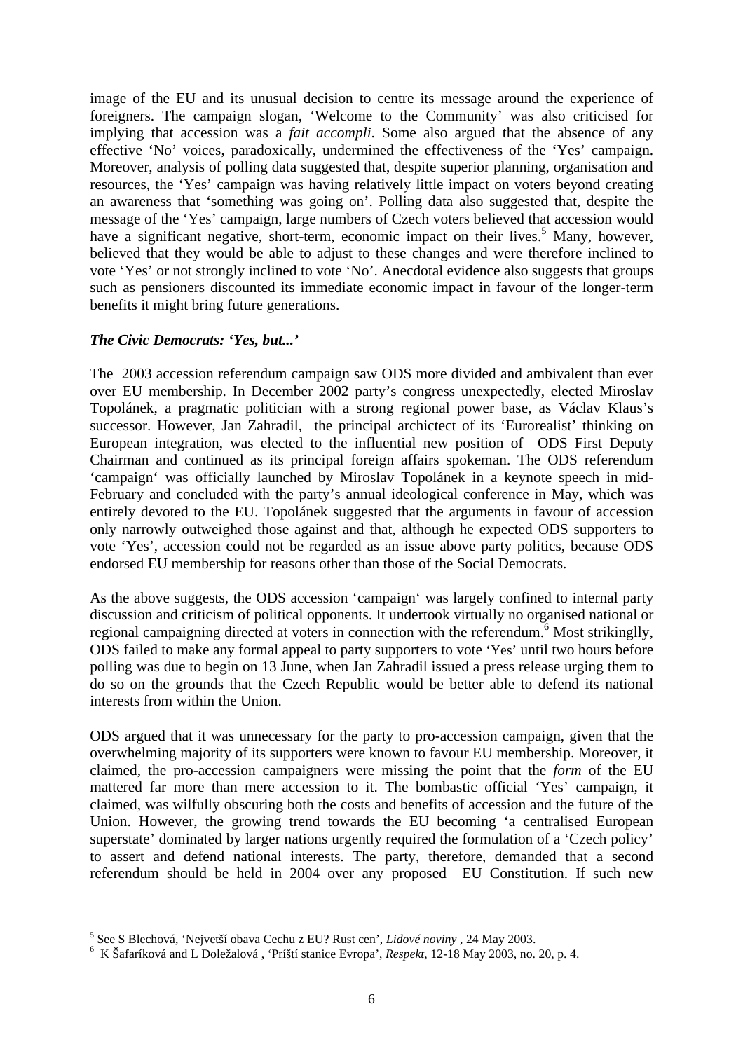image of the EU and its unusual decision to centre its message around the experience of foreigners. The campaign slogan, 'Welcome to the Community' was also criticised for implying that accession was a *fait accompli*. Some also argued that the absence of any effective 'No' voices, paradoxically, undermined the effectiveness of the 'Yes' campaign. Moreover, analysis of polling data suggested that, despite superior planning, organisation and resources, the 'Yes' campaign was having relatively little impact on voters beyond creating an awareness that 'something was going on'. Polling data also suggested that, despite the message of the 'Yes' campaign, large numbers of Czech voters believed that accession would have a significant negative, short-term, economic impact on their lives.[5] Many, however, believed that they would be able to adjust to these changes and were therefore inclined to vote 'Yes' or not strongly inclined to vote 'No'. Anecdotal evidence also suggests that groups such as pensioners discounted its immediate economic impact in favour of the longer-term benefits it might bring future generations.

***The Civic Democrats: 'Yes, but...'***

The 2003 accession referendum campaign saw ODS more divided and ambivalent than ever over EU membership. In December 2002 party's congress unexpectedly, elected Miroslav Topolánek, a pragmatic politician with a strong regional power base, as Václav Klaus's successor. However, Jan Zahradil, the principal archictect of its 'Eurorealist' thinking on European integration, was elected to the influential new position of ODS First Deputy Chairman and continued as its principal foreign affairs spokeman. The ODS referendum 'campaign' was officially launched by Miroslav Topolánek in a keynote speech in mid-February and concluded with the party's annual ideological conference in May, which was entirely devoted to the EU. Topolánek suggested that the arguments in favour of accession only narrowly outweighed those against and that, although he expected ODS supporters to vote 'Yes', accession could not be regarded as an issue above party politics, because ODS endorsed EU membership for reasons other than those of the Social Democrats.

As the above suggests, the ODS accession 'campaign' was largely confined to internal party discussion and criticism of political opponents. It undertook virtually no organised national or regional campaigning directed at voters in connection with the referendum.[6] Most strikinglly, ODS failed to make any formal appeal to party supporters to vote 'Yes' until two hours before polling was due to begin on 13 June, when Jan Zahradil issued a press release urging them to do so on the grounds that the Czech Republic would be better able to defend its national interests from within the Union.

ODS argued that it was unnecessary for the party to pro-accession campaign, given that the overwhelming majority of its supporters were known to favour EU membership. Moreover, it claimed, the pro-accession campaigners were missing the point that the *form* of the EU mattered far more than mere accession to it. The bombastic official 'Yes' campaign, it claimed, was wilfully obscuring both the costs and benefits of accession and the future of the Union. However, the growing trend towards the EU becoming 'a centralised European superstate' dominated by larger nations urgently required the formulation of a 'Czech policy' to assert and defend national interests. The party, therefore, demanded that a second referendum should be held in 2004 over any proposed EU Constitution. If such new

---

[5] See S Blechová, 'Nejvetší obava Cechu z EU? Rust cen', *Lidové noviny* , 24 May 2003.

[6] K Šafaríková and L Doležalová , 'Príští stanice Evropa', *Respekt*, 12-18 May 2003, no. 20, p. 4.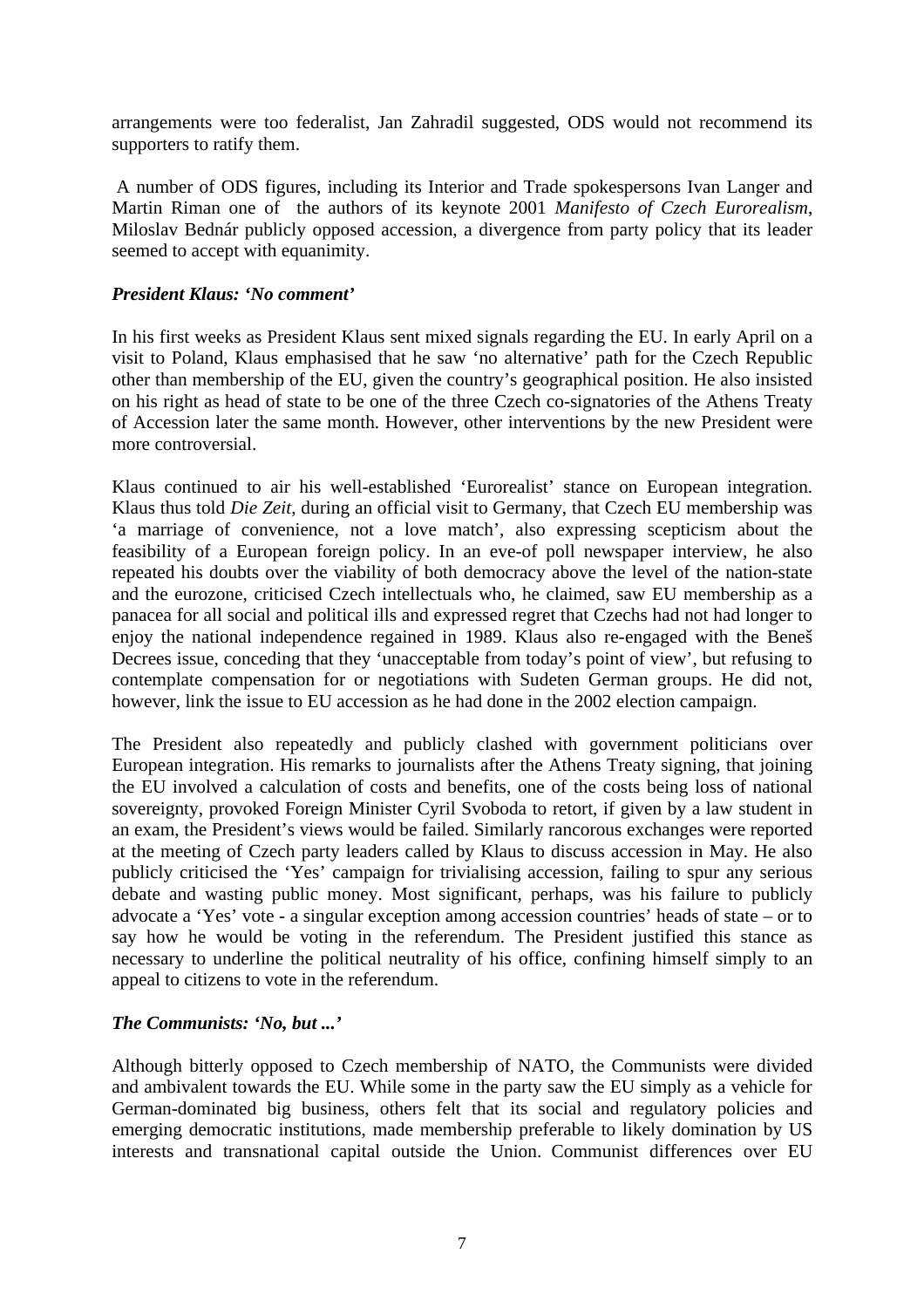arrangements were too federalist, Jan Zahradil suggested, ODS would not recommend its supporters to ratify them.

A number of ODS figures, including its Interior and Trade spokespersons Ivan Langer and Martin Riman one of the authors of its keynote 2001 *Manifesto of Czech Eurorealism*, Miloslav Bednár publicly opposed accession, a divergence from party policy that its leader seemed to accept with equanimity.

### *President Klaus: 'No comment'*

In his first weeks as President Klaus sent mixed signals regarding the EU. In early April on a visit to Poland, Klaus emphasised that he saw 'no alternative' path for the Czech Republic other than membership of the EU, given the country's geographical position. He also insisted on his right as head of state to be one of the three Czech co-signatories of the Athens Treaty of Accession later the same month. However, other interventions by the new President were more controversial.

Klaus continued to air his well-established 'Eurorealist' stance on European integration. Klaus thus told *Die Zeit*, during an official visit to Germany, that Czech EU membership was 'a marriage of convenience, not a love match', also expressing scepticism about the feasibility of a European foreign policy. In an eve-of poll newspaper interview, he also repeated his doubts over the viability of both democracy above the level of the nation-state and the eurozone, criticised Czech intellectuals who, he claimed, saw EU membership as a panacea for all social and political ills and expressed regret that Czechs had not had longer to enjoy the national independence regained in 1989. Klaus also re-engaged with the Beneš Decrees issue, conceding that they 'unacceptable from today's point of view', but refusing to contemplate compensation for or negotiations with Sudeten German groups. He did not, however, link the issue to EU accession as he had done in the 2002 election campaign.

The President also repeatedly and publicly clashed with government politicians over European integration. His remarks to journalists after the Athens Treaty signing, that joining the EU involved a calculation of costs and benefits, one of the costs being loss of national sovereignty, provoked Foreign Minister Cyril Svoboda to retort, if given by a law student in an exam, the President's views would be failed. Similarly rancorous exchanges were reported at the meeting of Czech party leaders called by Klaus to discuss accession in May. He also publicly criticised the 'Yes' campaign for trivialising accession, failing to spur any serious debate and wasting public money. Most significant, perhaps, was his failure to publicly advocate a 'Yes' vote - a singular exception among accession countries' heads of state – or to say how he would be voting in the referendum. The President justified this stance as necessary to underline the political neutrality of his office, confining himself simply to an appeal to citizens to vote in the referendum.

### *The Communists: 'No, but ...'*

Although bitterly opposed to Czech membership of NATO, the Communists were divided and ambivalent towards the EU. While some in the party saw the EU simply as a vehicle for German-dominated big business, others felt that its social and regulatory policies and emerging democratic institutions, made membership preferable to likely domination by US interests and transnational capital outside the Union. Communist differences over EU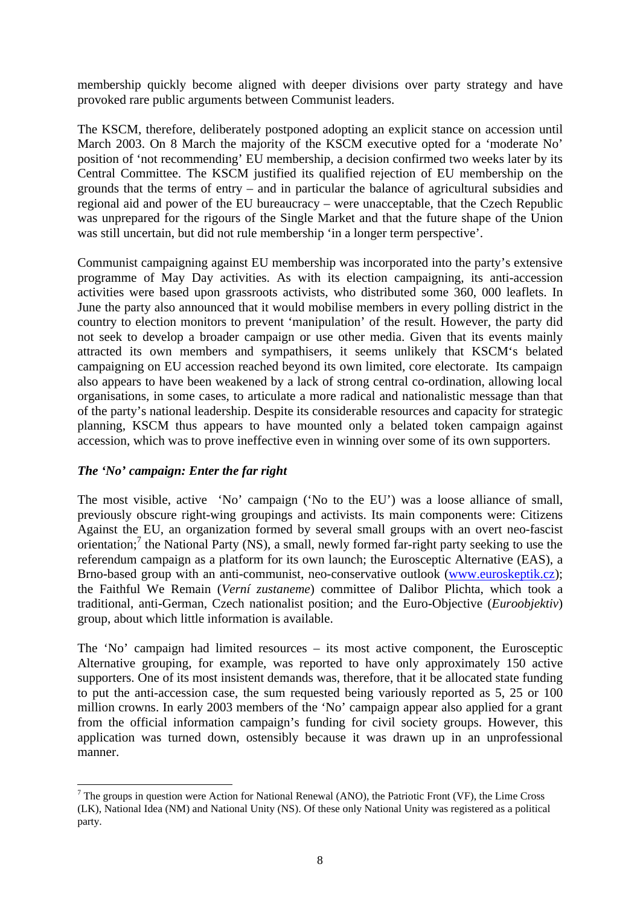membership quickly become aligned with deeper divisions over party strategy and have provoked rare public arguments between Communist leaders.

The KSCM, therefore, deliberately postponed adopting an explicit stance on accession until March 2003. On 8 March the majority of the KSCM executive opted for a 'moderate No' position of 'not recommending' EU membership, a decision confirmed two weeks later by its Central Committee. The KSCM justified its qualified rejection of EU membership on the grounds that the terms of entry – and in particular the balance of agricultural subsidies and regional aid and power of the EU bureaucracy – were unacceptable, that the Czech Republic was unprepared for the rigours of the Single Market and that the future shape of the Union was still uncertain, but did not rule membership 'in a longer term perspective'.

Communist campaigning against EU membership was incorporated into the party's extensive programme of May Day activities. As with its election campaigning, its anti-accession activities were based upon grassroots activists, who distributed some 360, 000 leaflets. In June the party also announced that it would mobilise members in every polling district in the country to election monitors to prevent 'manipulation' of the result. However, the party did not seek to develop a broader campaign or use other media. Given that its events mainly attracted its own members and sympathisers, it seems unlikely that KSCM's belated campaigning on EU accession reached beyond its own limited, core electorate. Its campaign also appears to have been weakened by a lack of strong central co-ordination, allowing local organisations, in some cases, to articulate a more radical and nationalistic message than that of the party's national leadership. Despite its considerable resources and capacity for strategic planning, KSCM thus appears to have mounted only a belated token campaign against accession, which was to prove ineffective even in winning over some of its own supporters.

### *The 'No' campaign: Enter the far right*

The most visible, active 'No' campaign ('No to the EU') was a loose alliance of small, previously obscure right-wing groupings and activists. Its main components were: Citizens Against the EU, an organization formed by several small groups with an overt neo-fascist orientation;[7] the National Party (NS), a small, newly formed far-right party seeking to use the referendum campaign as a platform for its own launch; the Eurosceptic Alternative (EAS), a Brno-based group with an anti-communist, neo-conservative outlook (www.euroskeptik.cz); the Faithful We Remain (*Verní zustaneme*) committee of Dalibor Plichta, which took a traditional, anti-German, Czech nationalist position; and the Euro-Objective (*Euroobjektiv*) group, about which little information is available.

The 'No' campaign had limited resources – its most active component, the Eurosceptic Alternative grouping, for example, was reported to have only approximately 150 active supporters. One of its most insistent demands was, therefore, that it be allocated state funding to put the anti-accession case, the sum requested being variously reported as 5, 25 or 100 million crowns. In early 2003 members of the 'No' campaign appear also applied for a grant from the official information campaign's funding for civil society groups. However, this application was turned down, ostensibly because it was drawn up in an unprofessional manner.

[7] The groups in question were Action for National Renewal (ANO), the Patriotic Front (VF), the Lime Cross (LK), National Idea (NM) and National Unity (NS). Of these only National Unity was registered as a political party.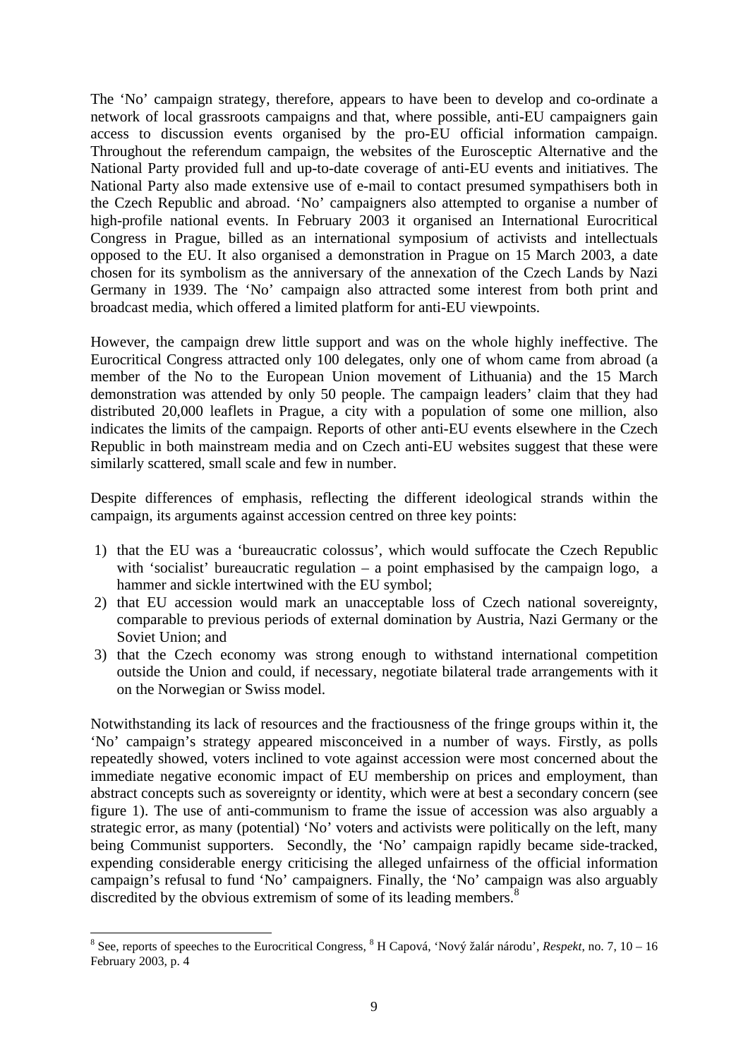The 'No' campaign strategy, therefore, appears to have been to develop and co-ordinate a network of local grassroots campaigns and that, where possible, anti-EU campaigners gain access to discussion events organised by the pro-EU official information campaign. Throughout the referendum campaign, the websites of the Eurosceptic Alternative and the National Party provided full and up-to-date coverage of anti-EU events and initiatives. The National Party also made extensive use of e-mail to contact presumed sympathisers both in the Czech Republic and abroad. 'No' campaigners also attempted to organise a number of high-profile national events. In February 2003 it organised an International Eurocritical Congress in Prague, billed as an international symposium of activists and intellectuals opposed to the EU. It also organised a demonstration in Prague on 15 March 2003, a date chosen for its symbolism as the anniversary of the annexation of the Czech Lands by Nazi Germany in 1939. The 'No' campaign also attracted some interest from both print and broadcast media, which offered a limited platform for anti-EU viewpoints.

However, the campaign drew little support and was on the whole highly ineffective. The Eurocritical Congress attracted only 100 delegates, only one of whom came from abroad (a member of the No to the European Union movement of Lithuania) and the 15 March demonstration was attended by only 50 people. The campaign leaders' claim that they had distributed 20,000 leaflets in Prague, a city with a population of some one million, also indicates the limits of the campaign. Reports of other anti-EU events elsewhere in the Czech Republic in both mainstream media and on Czech anti-EU websites suggest that these were similarly scattered, small scale and few in number.

Despite differences of emphasis, reflecting the different ideological strands within the campaign, its arguments against accession centred on three key points:

1) that the EU was a 'bureaucratic colossus', which would suffocate the Czech Republic with 'socialist' bureaucratic regulation – a point emphasised by the campaign logo, a hammer and sickle intertwined with the EU symbol;
2) that EU accession would mark an unacceptable loss of Czech national sovereignty, comparable to previous periods of external domination by Austria, Nazi Germany or the Soviet Union; and
3) that the Czech economy was strong enough to withstand international competition outside the Union and could, if necessary, negotiate bilateral trade arrangements with it on the Norwegian or Swiss model.

Notwithstanding its lack of resources and the fractiousness of the fringe groups within it, the 'No' campaign's strategy appeared misconceived in a number of ways. Firstly, as polls repeatedly showed, voters inclined to vote against accession were most concerned about the immediate negative economic impact of EU membership on prices and employment, than abstract concepts such as sovereignty or identity, which were at best a secondary concern (see figure 1). The use of anti-communism to frame the issue of accession was also arguably a strategic error, as many (potential) 'No' voters and activists were politically on the left, many being Communist supporters. Secondly, the 'No' campaign rapidly became side-tracked, expending considerable energy criticising the alleged unfairness of the official information campaign's refusal to fund 'No' campaigners. Finally, the 'No' campaign was also arguably discredited by the obvious extremism of some of its leading members.[8]

[8] See, reports of speeches to the Eurocritical Congress, [8] H Capová, 'Nový žalár národu', *Respekt*, no. 7, 10 – 16 February 2003, p. 4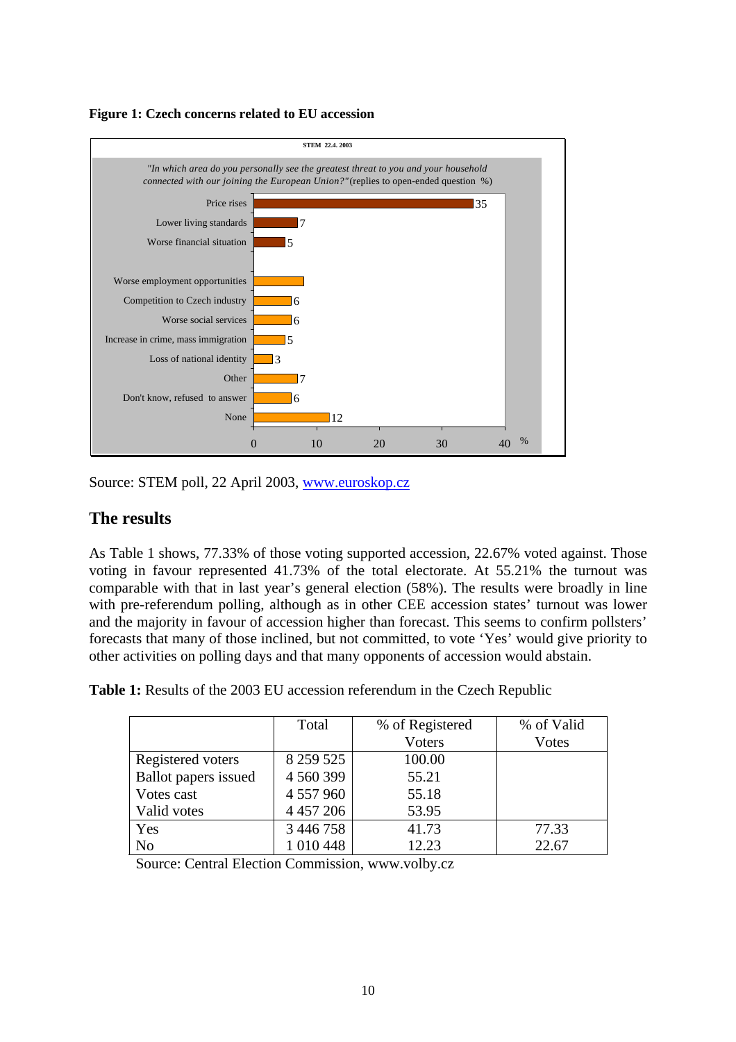**Figure 1: Czech concerns related to EU accession**

STEM 22.4. 2003

*"In which area do you personally see the greatest threat to you and your household connected with our joining the European Union?"* (replies to open-ended question %)

Price rises 35
Lower living standards 7
Worse financial situation 5
Worse employment opportunities
Competition to Czech industry 6
Worse social services 6
Increase in crime, mass immigration 5
Loss of national identity 3
Other 7
Don't know, refused to answer 6
None 12

0 10 20 30 40 %

Source: STEM poll, 22 April 2003, www.euroskop.cz

## The results

As Table 1 shows, 77.33% of those voting supported accession, 22.67% voted against. Those voting in favour represented 41.73% of the total electorate. At 55.21% the turnout was comparable with that in last year's general election (58%). The results were broadly in line with pre-referendum polling, although as in other CEE accession states' turnout was lower and the majority in favour of accession higher than forecast. This seems to confirm pollsters' forecasts that many of those inclined, but not committed, to vote 'Yes' would give priority to other activities on polling days and that many opponents of accession would abstain.

**Table 1:** Results of the 2003 EU accession referendum in the Czech Republic

| | Total | % of Registered Voters | % of Valid Votes |
|---|---|---|---|
| Registered voters | 8 259 525 | 100.00 | |
| Ballot papers issued | 4 560 399 | 55.21 | |
| Votes cast | 4 557 960 | 55.18 | |
| Valid votes | 4 457 206 | 53.95 | |
| Yes | 3 446 758 | 41.73 | 77.33 |
| No | 1 010 448 | 12.23 | 22.67 |

Source: Central Election Commission, www.volby.cz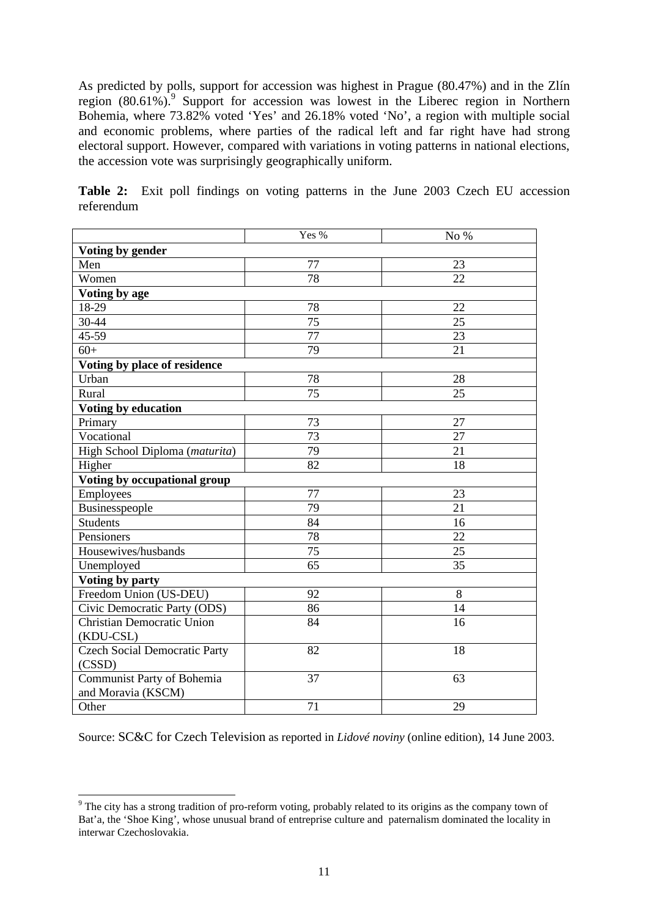As predicted by polls, support for accession was highest in Prague (80.47%) and in the Zlín region (80.61%).[9] Support for accession was lowest in the Liberec region in Northern Bohemia, where 73.82% voted 'Yes' and 26.18% voted 'No', a region with multiple social and economic problems, where parties of the radical left and far right have had strong electoral support. However, compared with variations in voting patterns in national elections, the accession vote was surprisingly geographically uniform.

**Table 2:** Exit poll findings on voting patterns in the June 2003 Czech EU accession referendum

| | Yes % | No % |
|---|---|---|
| **Voting by gender** | | |
| Men | 77 | 23 |
| Women | 78 | 22 |
| **Voting by age** | | |
| 18-29 | 78 | 22 |
| 30-44 | 75 | 25 |
| 45-59 | 77 | 23 |
| 60+ | 79 | 21 |
| **Voting by place of residence** | | |
| Urban | 78 | 28 |
| Rural | 75 | 25 |
| **Voting by education** | | |
| Primary | 73 | 27 |
| Vocational | 73 | 27 |
| High School Diploma (*maturita*) | 79 | 21 |
| Higher | 82 | 18 |
| **Voting by occupational group** | | |
| Employees | 77 | 23 |
| Businesspeople | 79 | 21 |
| Students | 84 | 16 |
| Pensioners | 78 | 22 |
| Housewives/husbands | 75 | 25 |
| Unemployed | 65 | 35 |
| **Voting by party** | | |
| Freedom Union (US-DEU) | 92 | 8 |
| Civic Democratic Party (ODS) | 86 | 14 |
| Christian Democratic Union (KDU-CSL) | 84 | 16 |
| Czech Social Democratic Party (CSSD) | 82 | 18 |
| Communist Party of Bohemia and Moravia (KSCM) | 37 | 63 |
| Other | 71 | 29 |

Source: SC&C for Czech Television as reported in *Lidové noviny* (online edition), 14 June 2003.

[9] The city has a strong tradition of pro-reform voting, probably related to its origins as the company town of Bat'a, the 'Shoe King', whose unusual brand of entreprise culture and paternalism dominated the locality in interwar Czechoslovakia.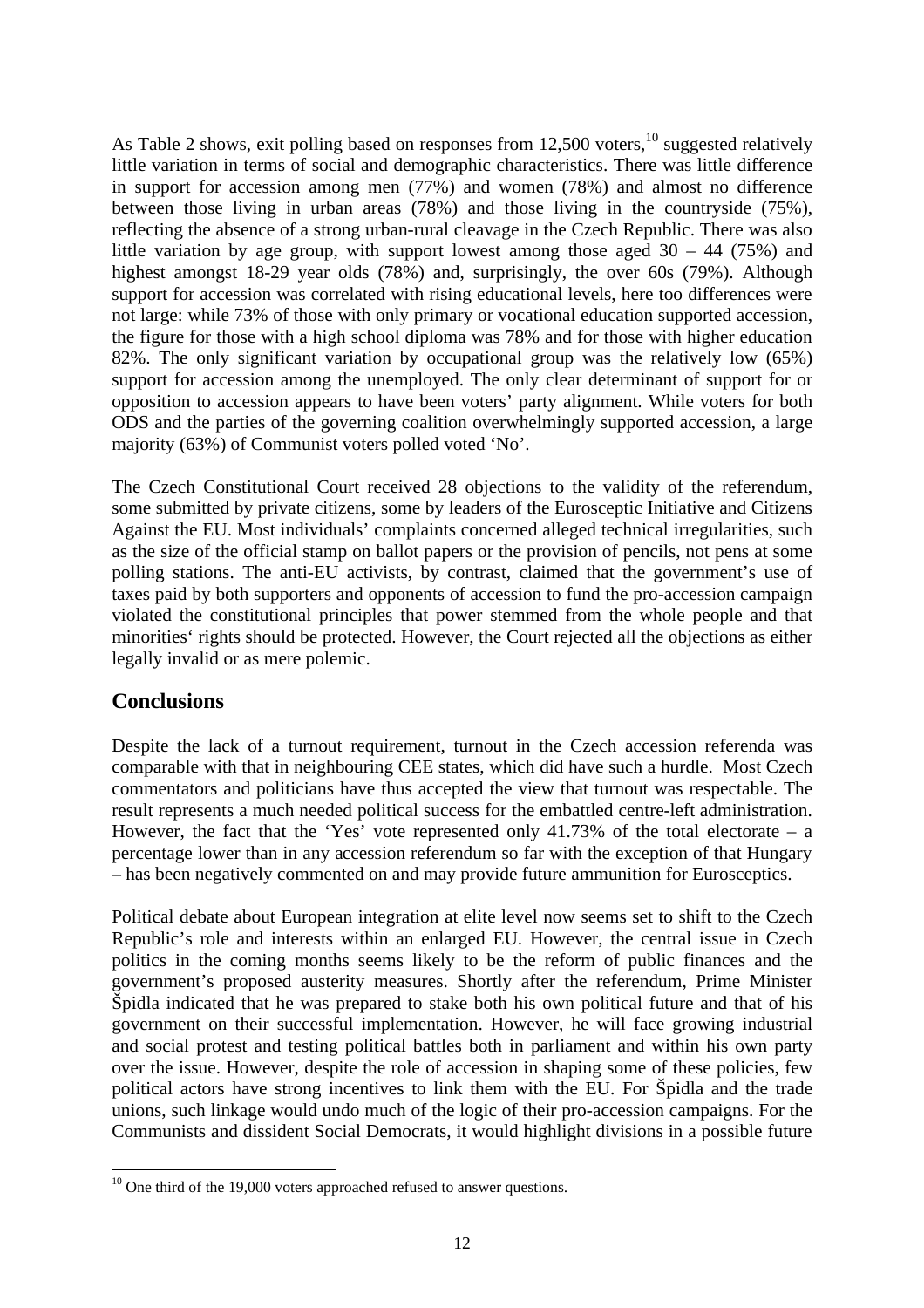As Table 2 shows, exit polling based on responses from 12,500 voters,[10] suggested relatively little variation in terms of social and demographic characteristics. There was little difference in support for accession among men (77%) and women (78%) and almost no difference between those living in urban areas (78%) and those living in the countryside (75%), reflecting the absence of a strong urban-rural cleavage in the Czech Republic. There was also little variation by age group, with support lowest among those aged 30 – 44 (75%) and highest amongst 18-29 year olds (78%) and, surprisingly, the over 60s (79%). Although support for accession was correlated with rising educational levels, here too differences were not large: while 73% of those with only primary or vocational education supported accession, the figure for those with a high school diploma was 78% and for those with higher education 82%. The only significant variation by occupational group was the relatively low (65%) support for accession among the unemployed. The only clear determinant of support for or opposition to accession appears to have been voters' party alignment. While voters for both ODS and the parties of the governing coalition overwhelmingly supported accession, a large majority (63%) of Communist voters polled voted 'No'.

The Czech Constitutional Court received 28 objections to the validity of the referendum, some submitted by private citizens, some by leaders of the Eurosceptic Initiative and Citizens Against the EU. Most individuals' complaints concerned alleged technical irregularities, such as the size of the official stamp on ballot papers or the provision of pencils, not pens at some polling stations. The anti-EU activists, by contrast, claimed that the government's use of taxes paid by both supporters and opponents of accession to fund the pro-accession campaign violated the constitutional principles that power stemmed from the whole people and that minorities' rights should be protected. However, the Court rejected all the objections as either legally invalid or as mere polemic.

## Conclusions

Despite the lack of a turnout requirement, turnout in the Czech accession referenda was comparable with that in neighbouring CEE states, which did have such a hurdle. Most Czech commentators and politicians have thus accepted the view that turnout was respectable. The result represents a much needed political success for the embattled centre-left administration. However, the fact that the 'Yes' vote represented only 41.73% of the total electorate – a percentage lower than in any accession referendum so far with the exception of that Hungary – has been negatively commented on and may provide future ammunition for Eurosceptics.

Political debate about European integration at elite level now seems set to shift to the Czech Republic's role and interests within an enlarged EU. However, the central issue in Czech politics in the coming months seems likely to be the reform of public finances and the government's proposed austerity measures. Shortly after the referendum, Prime Minister Špidla indicated that he was prepared to stake both his own political future and that of his government on their successful implementation. However, he will face growing industrial and social protest and testing political battles both in parliament and within his own party over the issue. However, despite the role of accession in shaping some of these policies, few political actors have strong incentives to link them with the EU. For Špidla and the trade unions, such linkage would undo much of the logic of their pro-accession campaigns. For the Communists and dissident Social Democrats, it would highlight divisions in a possible future

[10] One third of the 19,000 voters approached refused to answer questions.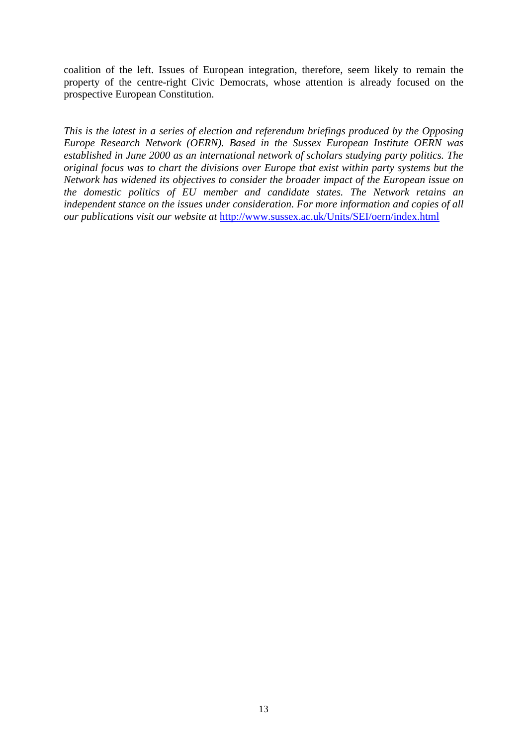coalition of the left. Issues of European integration, therefore, seem likely to remain the property of the centre-right Civic Democrats, whose attention is already focused on the prospective European Constitution.

*This is the latest in a series of election and referendum briefings produced by the Opposing Europe Research Network (OERN). Based in the Sussex European Institute OERN was established in June 2000 as an international network of scholars studying party politics. The original focus was to chart the divisions over Europe that exist within party systems but the Network has widened its objectives to consider the broader impact of the European issue on the domestic politics of EU member and candidate states. The Network retains an independent stance on the issues under consideration. For more information and copies of all our publications visit our website at* http://www.sussex.ac.uk/Units/SEI/oern/index.html